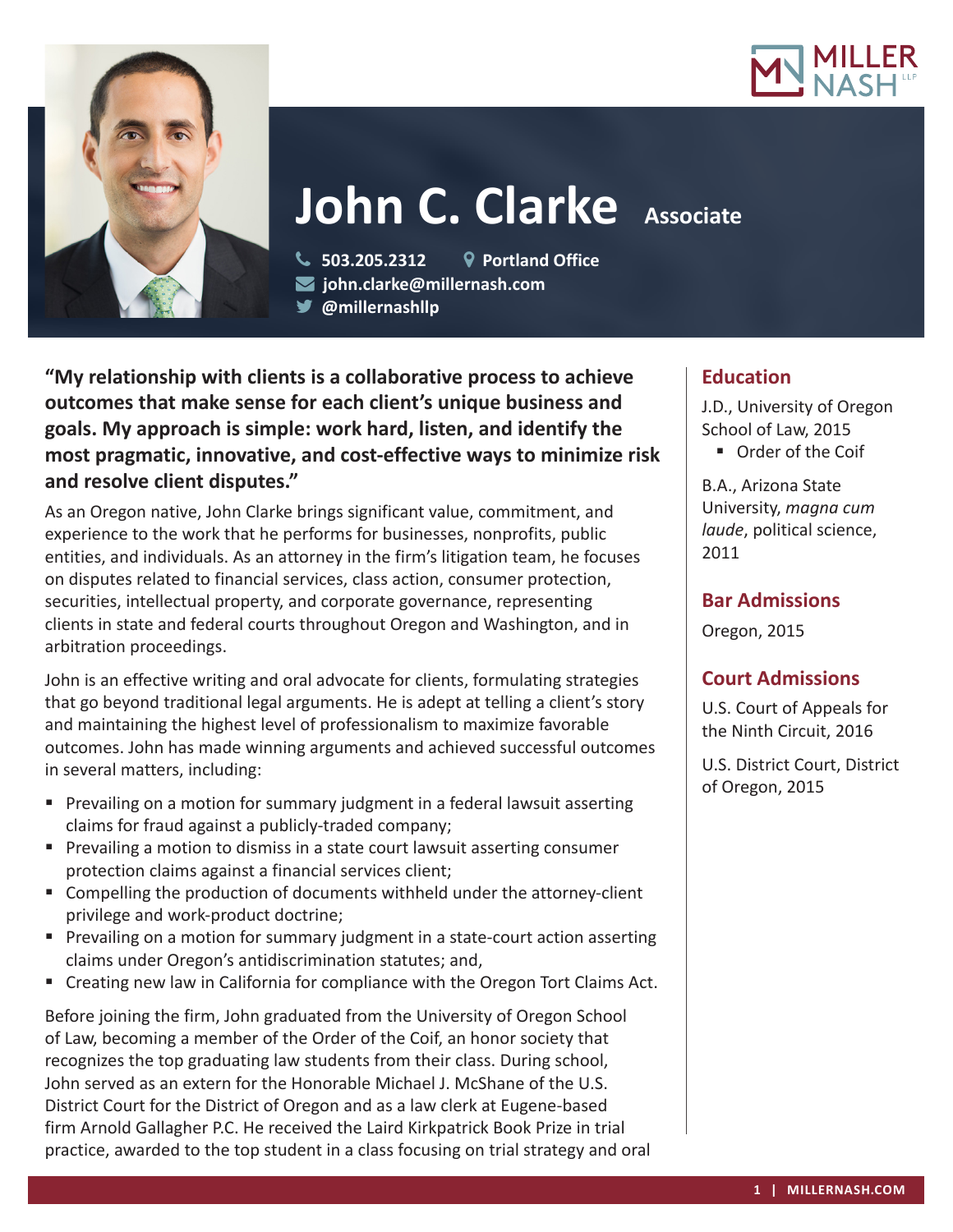# John C. Clarke Associate

503.205.2312 | Portland Office
john.clarke@millernash.com
@millernashllp

**"My relationship with clients is a collaborative process to achieve outcomes that make sense for each client's unique business and goals. My approach is simple: work hard, listen, and identify the most pragmatic, innovative, and cost-effective ways to minimize risk and resolve client disputes."**

As an Oregon native, John Clarke brings significant value, commitment, and experience to the work that he performs for businesses, nonprofits, public entities, and individuals. As an attorney in the firm's litigation team, he focuses on disputes related to financial services, class action, consumer protection, securities, intellectual property, and corporate governance, representing clients in state and federal courts throughout Oregon and Washington, and in arbitration proceedings.

John is an effective writing and oral advocate for clients, formulating strategies that go beyond traditional legal arguments. He is adept at telling a client's story and maintaining the highest level of professionalism to maximize favorable outcomes. John has made winning arguments and achieved successful outcomes in several matters, including:

- Prevailing on a motion for summary judgment in a federal lawsuit asserting claims for fraud against a publicly-traded company;
- Prevailing a motion to dismiss in a state court lawsuit asserting consumer protection claims against a financial services client;
- Compelling the production of documents withheld under the attorney-client privilege and work-product doctrine;
- Prevailing on a motion for summary judgment in a state-court action asserting claims under Oregon's antidiscrimination statutes; and,
- Creating new law in California for compliance with the Oregon Tort Claims Act.

Before joining the firm, John graduated from the University of Oregon School of Law, becoming a member of the Order of the Coif, an honor society that recognizes the top graduating law students from their class. During school, John served as an extern for the Honorable Michael J. McShane of the U.S. District Court for the District of Oregon and as a law clerk at Eugene-based firm Arnold Gallagher P.C. He received the Laird Kirkpatrick Book Prize in trial practice, awarded to the top student in a class focusing on trial strategy and oral

## Education

J.D., University of Oregon School of Law, 2015

- Order of the Coif

B.A., Arizona State University, *magna cum laude*, political science, 2011

## Bar Admissions

Oregon, 2015

## Court Admissions

U.S. Court of Appeals for the Ninth Circuit, 2016

U.S. District Court, District of Oregon, 2015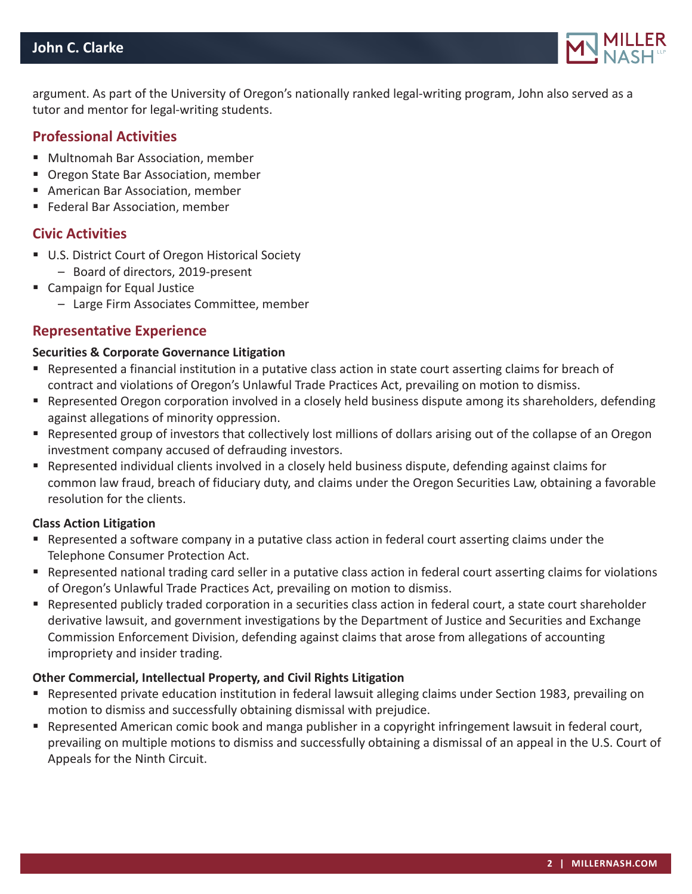argument. As part of the University of Oregon's nationally ranked legal-writing program, John also served as a tutor and mentor for legal-writing students.

## Professional Activities

- Multnomah Bar Association, member
- Oregon State Bar Association, member
- American Bar Association, member
- Federal Bar Association, member

## Civic Activities

- U.S. District Court of Oregon Historical Society
  - Board of directors, 2019-present
- Campaign for Equal Justice
  - Large Firm Associates Committee, member

## Representative Experience

**Securities & Corporate Governance Litigation**

- Represented a financial institution in a putative class action in state court asserting claims for breach of contract and violations of Oregon's Unlawful Trade Practices Act, prevailing on motion to dismiss.
- Represented Oregon corporation involved in a closely held business dispute among its shareholders, defending against allegations of minority oppression.
- Represented group of investors that collectively lost millions of dollars arising out of the collapse of an Oregon investment company accused of defrauding investors.
- Represented individual clients involved in a closely held business dispute, defending against claims for common law fraud, breach of fiduciary duty, and claims under the Oregon Securities Law, obtaining a favorable resolution for the clients.

**Class Action Litigation**

- Represented a software company in a putative class action in federal court asserting claims under the Telephone Consumer Protection Act.
- Represented national trading card seller in a putative class action in federal court asserting claims for violations of Oregon's Unlawful Trade Practices Act, prevailing on motion to dismiss.
- Represented publicly traded corporation in a securities class action in federal court, a state court shareholder derivative lawsuit, and government investigations by the Department of Justice and Securities and Exchange Commission Enforcement Division, defending against claims that arose from allegations of accounting impropriety and insider trading.

**Other Commercial, Intellectual Property, and Civil Rights Litigation**

- Represented private education institution in federal lawsuit alleging claims under Section 1983, prevailing on motion to dismiss and successfully obtaining dismissal with prejudice.
- Represented American comic book and manga publisher in a copyright infringement lawsuit in federal court, prevailing on multiple motions to dismiss and successfully obtaining a dismissal of an appeal in the U.S. Court of Appeals for the Ninth Circuit.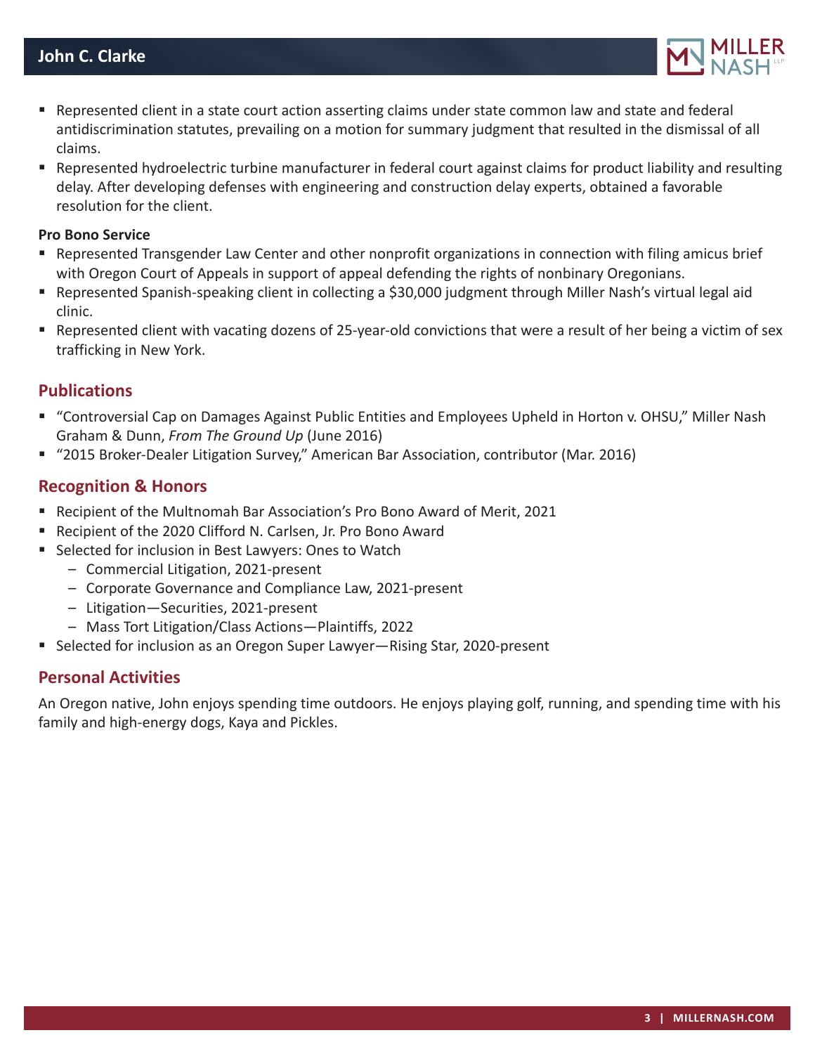- Represented client in a state court action asserting claims under state common law and state and federal antidiscrimination statutes, prevailing on a motion for summary judgment that resulted in the dismissal of all claims.
- Represented hydroelectric turbine manufacturer in federal court against claims for product liability and resulting delay. After developing defenses with engineering and construction delay experts, obtained a favorable resolution for the client.

**Pro Bono Service**

- Represented Transgender Law Center and other nonprofit organizations in connection with filing amicus brief with Oregon Court of Appeals in support of appeal defending the rights of nonbinary Oregonians.
- Represented Spanish-speaking client in collecting a $30,000 judgment through Miller Nash's virtual legal aid clinic.
- Represented client with vacating dozens of 25-year-old convictions that were a result of her being a victim of sex trafficking in New York.

## Publications

- "Controversial Cap on Damages Against Public Entities and Employees Upheld in Horton v. OHSU," Miller Nash Graham & Dunn, *From The Ground Up* (June 2016)
- "2015 Broker-Dealer Litigation Survey," American Bar Association, contributor (Mar. 2016)

## Recognition & Honors

- Recipient of the Multnomah Bar Association's Pro Bono Award of Merit, 2021
- Recipient of the 2020 Clifford N. Carlsen, Jr. Pro Bono Award
- Selected for inclusion in Best Lawyers: Ones to Watch
  - Commercial Litigation, 2021-present
  - Corporate Governance and Compliance Law, 2021-present
  - Litigation—Securities, 2021-present
  - Mass Tort Litigation/Class Actions—Plaintiffs, 2022
- Selected for inclusion as an Oregon Super Lawyer—Rising Star, 2020-present

## Personal Activities

An Oregon native, John enjoys spending time outdoors. He enjoys playing golf, running, and spending time with his family and high-energy dogs, Kaya and Pickles.